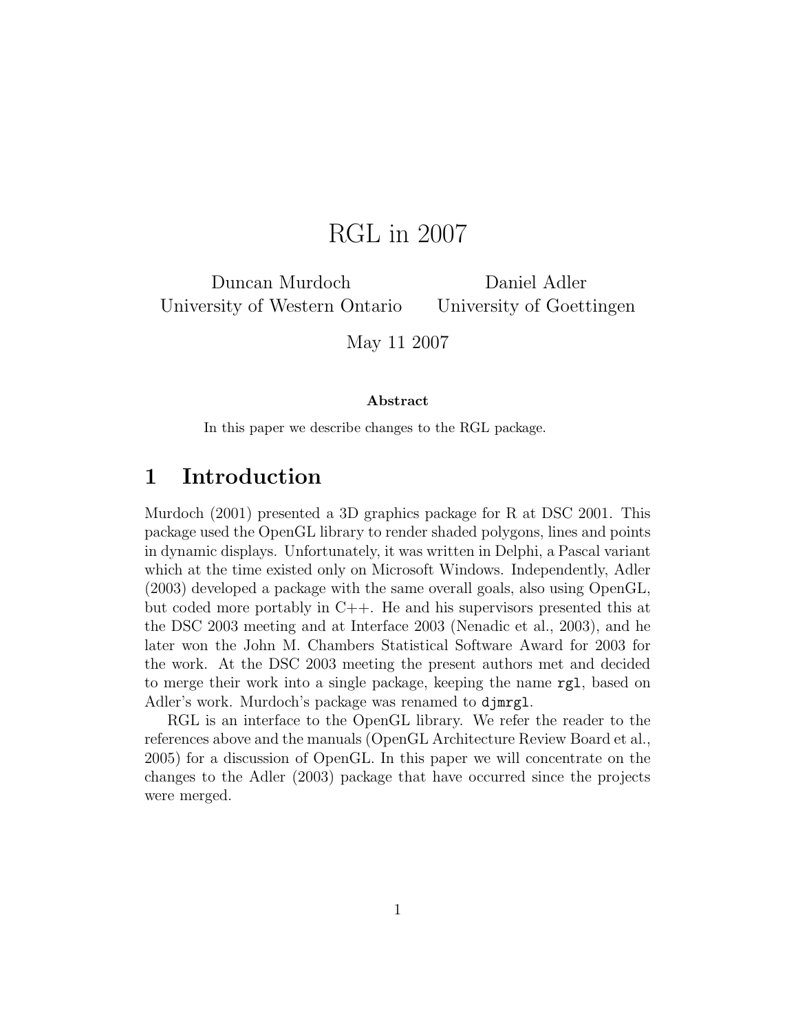# RGL in 2007

Duncan Murdoch
University of Western Ontario

Daniel Adler
University of Goettingen

May 11 2007

**Abstract**

In this paper we describe changes to the RGL package.

## 1 Introduction

Murdoch (2001) presented a 3D graphics package for R at DSC 2001. This package used the OpenGL library to render shaded polygons, lines and points in dynamic displays. Unfortunately, it was written in Delphi, a Pascal variant which at the time existed only on Microsoft Windows. Independently, Adler (2003) developed a package with the same overall goals, also using OpenGL, but coded more portably in C++. He and his supervisors presented this at the DSC 2003 meeting and at Interface 2003 (Nenadic et al., 2003), and he later won the John M. Chambers Statistical Software Award for 2003 for the work. At the DSC 2003 meeting the present authors met and decided to merge their work into a single package, keeping the name `rgl`, based on Adler's work. Murdoch's package was renamed to `djmrgl`.

RGL is an interface to the OpenGL library. We refer the reader to the references above and the manuals (OpenGL Architecture Review Board et al., 2005) for a discussion of OpenGL. In this paper we will concentrate on the changes to the Adler (2003) package that have occurred since the projects were merged.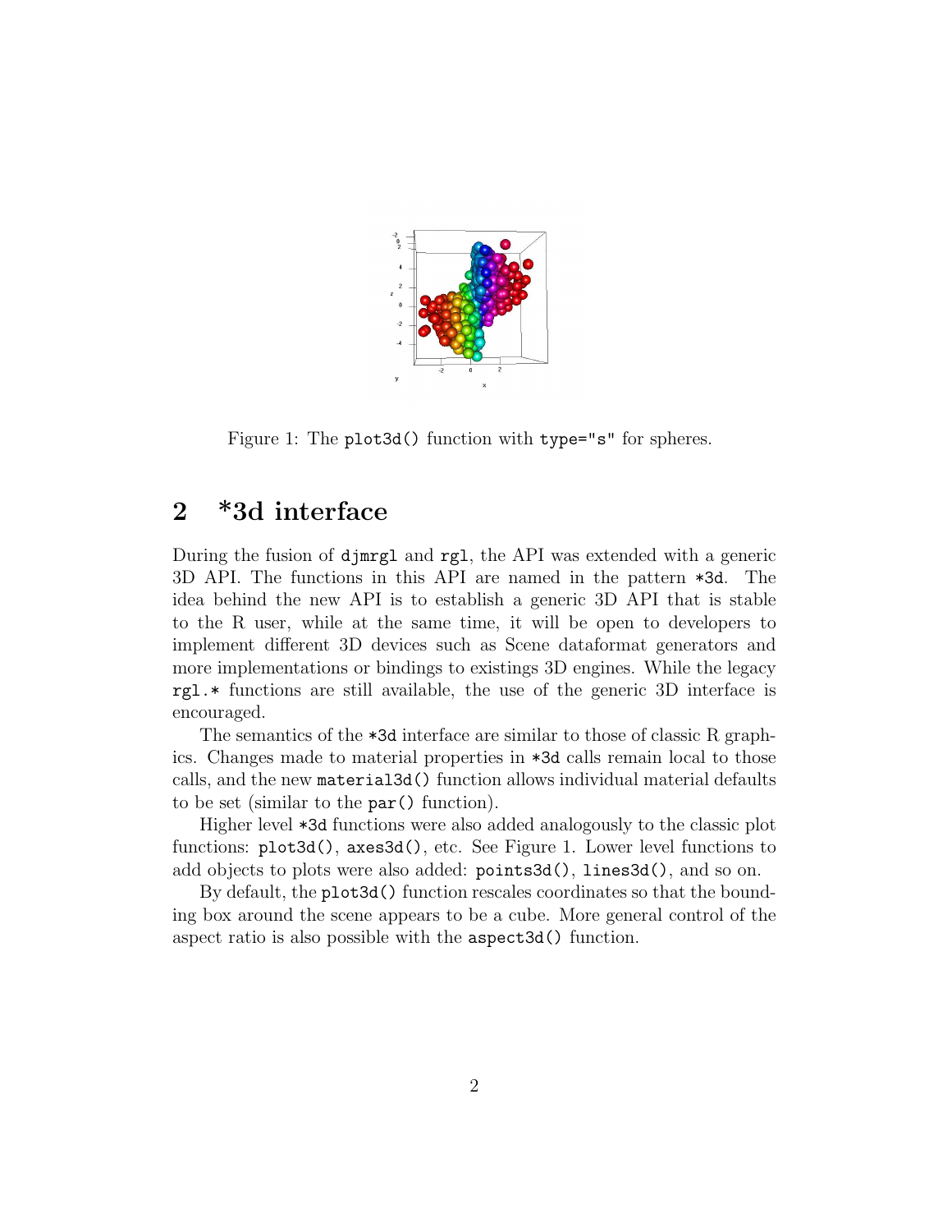Figure 1: The `plot3d()` function with `type="s"` for spheres.

## 2 *3d interface

During the fusion of `djmrgl` and `rgl`, the API was extended with a generic 3D API. The functions in this API are named in the pattern `*3d`. The idea behind the new API is to establish a generic 3D API that is stable to the R user, while at the same time, it will be open to developers to implement different 3D devices such as Scene dataformat generators and more implementations or bindings to existings 3D engines. While the legacy `rgl.*` functions are still available, the use of the generic 3D interface is encouraged.

The semantics of the `*3d` interface are similar to those of classic R graphics. Changes made to material properties in `*3d` calls remain local to those calls, and the new `material3d()` function allows individual material defaults to be set (similar to the `par()` function).

Higher level `*3d` functions were also added analogously to the classic plot functions: `plot3d()`, `axes3d()`, etc. See Figure 1. Lower level functions to add objects to plots were also added: `points3d()`, `lines3d()`, and so on.

By default, the `plot3d()` function rescales coordinates so that the bounding box around the scene appears to be a cube. More general control of the aspect ratio is also possible with the `aspect3d()` function.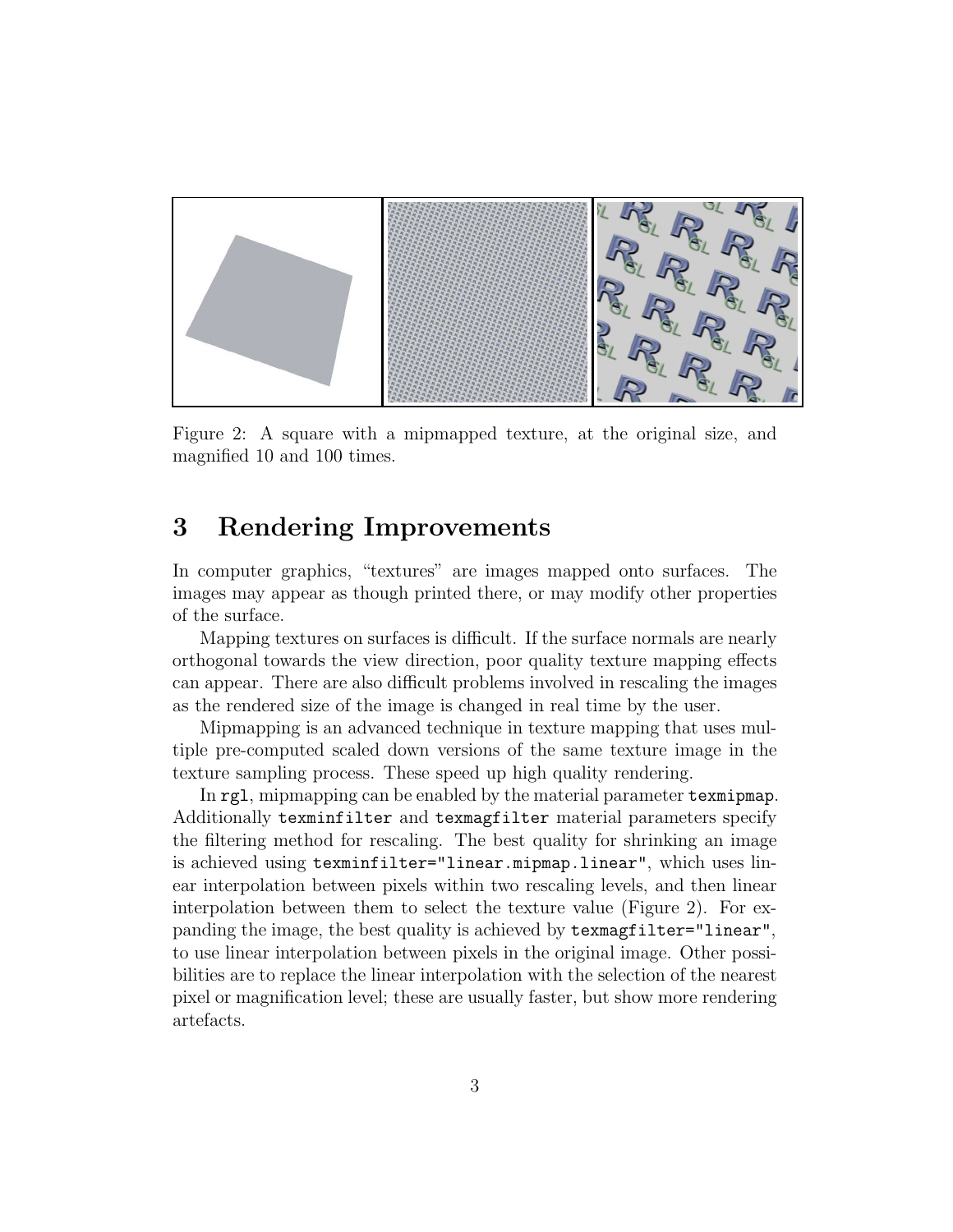Figure 2: A square with a mipmapped texture, at the original size, and magnified 10 and 100 times.

## 3 Rendering Improvements

In computer graphics, "textures" are images mapped onto surfaces. The images may appear as though printed there, or may modify other properties of the surface.

Mapping textures on surfaces is difficult. If the surface normals are nearly orthogonal towards the view direction, poor quality texture mapping effects can appear. There are also difficult problems involved in rescaling the images as the rendered size of the image is changed in real time by the user.

Mipmapping is an advanced technique in texture mapping that uses multiple pre-computed scaled down versions of the same texture image in the texture sampling process. These speed up high quality rendering.

In `rgl`, mipmapping can be enabled by the material parameter `texmipmap`. Additionally `texminfilter` and `texmagfilter` material parameters specify the filtering method for rescaling. The best quality for shrinking an image is achieved using `texminfilter="linear.mipmap.linear"`, which uses linear interpolation between pixels within two rescaling levels, and then linear interpolation between them to select the texture value (Figure 2). For expanding the image, the best quality is achieved by `texmagfilter="linear"`, to use linear interpolation between pixels in the original image. Other possibilities are to replace the linear interpolation with the selection of the nearest pixel or magnification level; these are usually faster, but show more rendering artefacts.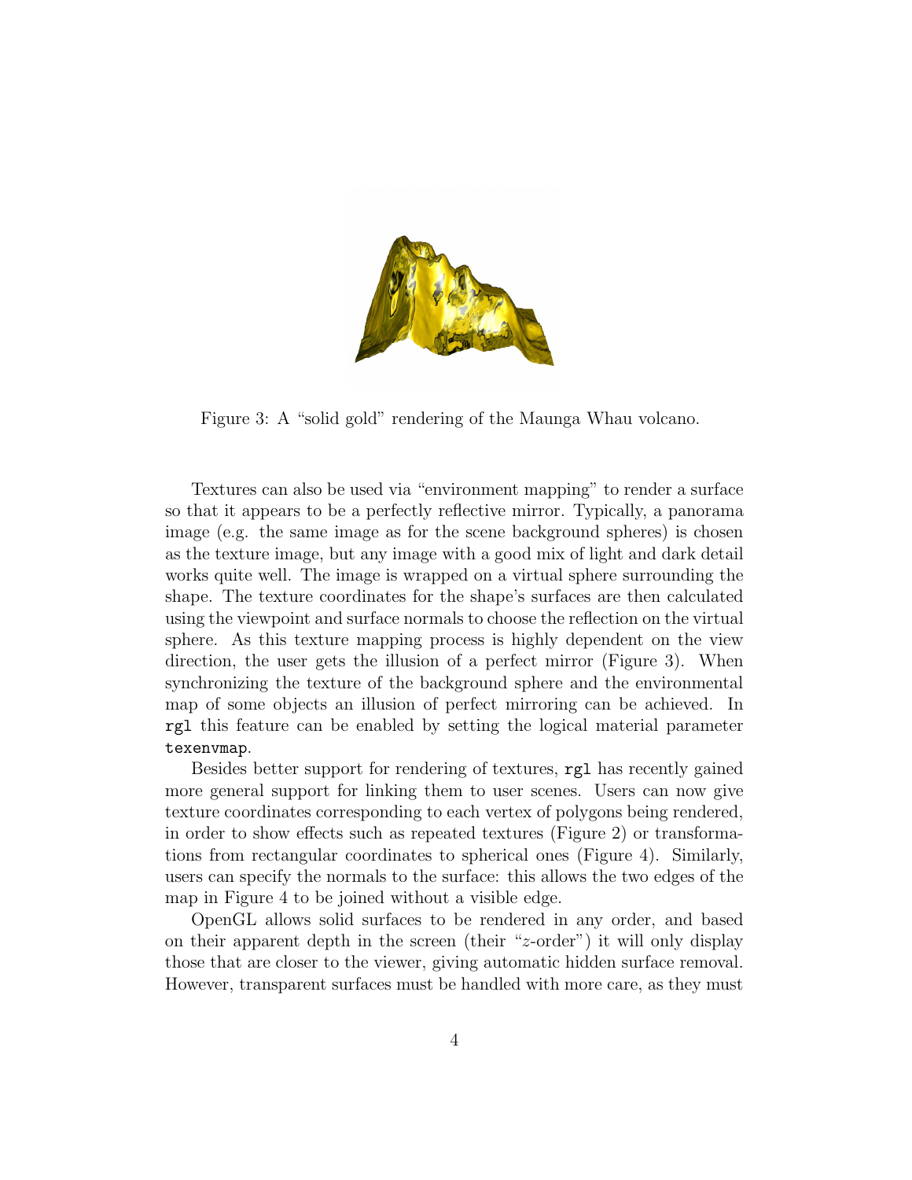Figure 3: A "solid gold" rendering of the Maunga Whau volcano.

Textures can also be used via "environment mapping" to render a surface so that it appears to be a perfectly reflective mirror. Typically, a panorama image (e.g. the same image as for the scene background spheres) is chosen as the texture image, but any image with a good mix of light and dark detail works quite well. The image is wrapped on a virtual sphere surrounding the shape. The texture coordinates for the shape's surfaces are then calculated using the viewpoint and surface normals to choose the reflection on the virtual sphere. As this texture mapping process is highly dependent on the view direction, the user gets the illusion of a perfect mirror (Figure 3). When synchronizing the texture of the background sphere and the environmental map of some objects an illusion of perfect mirroring can be achieved. In `rgl` this feature can be enabled by setting the logical material parameter `texenvmap`.

Besides better support for rendering of textures, `rgl` has recently gained more general support for linking them to user scenes. Users can now give texture coordinates corresponding to each vertex of polygons being rendered, in order to show effects such as repeated textures (Figure 2) or transformations from rectangular coordinates to spherical ones (Figure 4). Similarly, users can specify the normals to the surface: this allows the two edges of the map in Figure 4 to be joined without a visible edge.

OpenGL allows solid surfaces to be rendered in any order, and based on their apparent depth in the screen (their "$z$-order") it will only display those that are closer to the viewer, giving automatic hidden surface removal. However, transparent surfaces must be handled with more care, as they must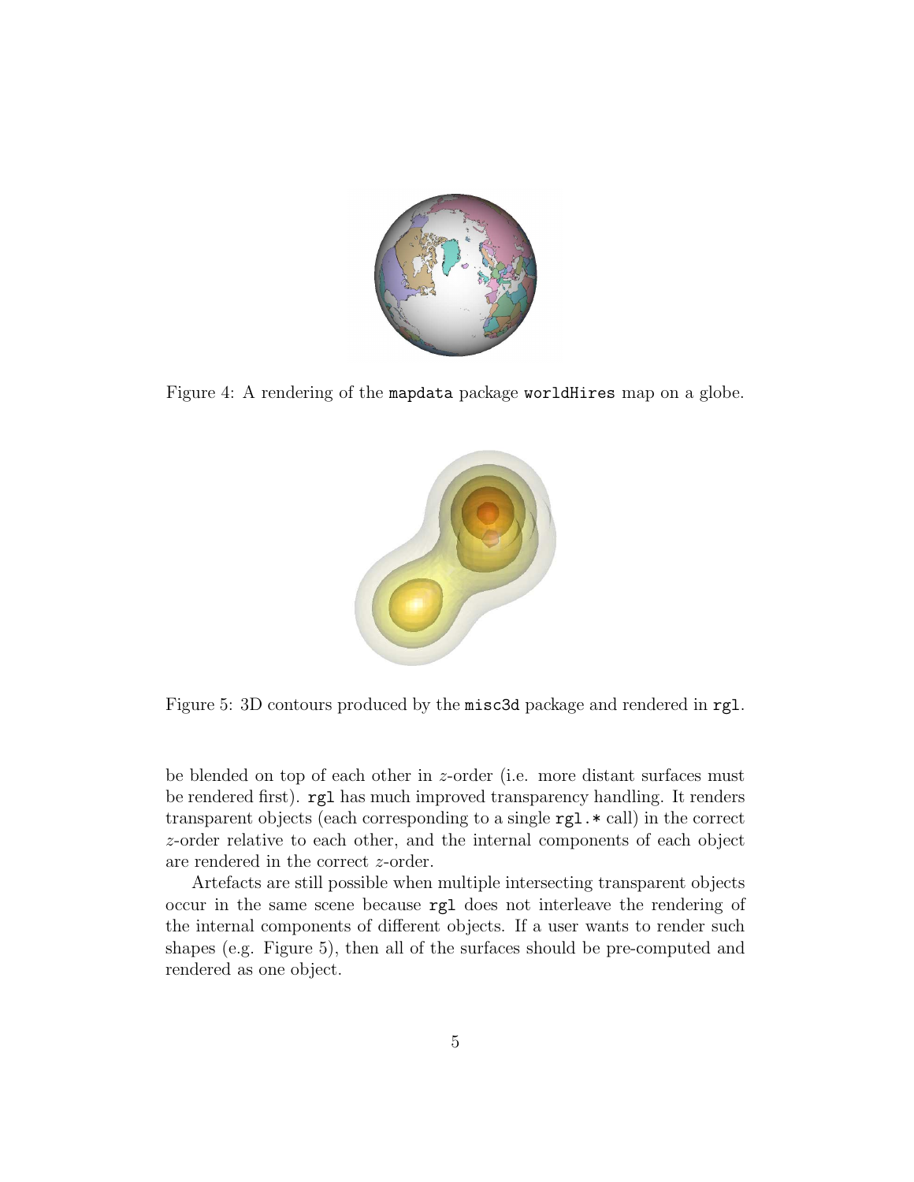Figure 4: A rendering of the `mapdata` package `worldHires` map on a globe.

Figure 5: 3D contours produced by the `misc3d` package and rendered in `rgl`.

be blended on top of each other in $z$-order (i.e. more distant surfaces must be rendered first). `rgl` has much improved transparency handling. It renders transparent objects (each corresponding to a single `rgl.*` call) in the correct $z$-order relative to each other, and the internal components of each object are rendered in the correct $z$-order.

Artefacts are still possible when multiple intersecting transparent objects occur in the same scene because `rgl` does not interleave the rendering of the internal components of different objects. If a user wants to render such shapes (e.g. Figure 5), then all of the surfaces should be pre-computed and rendered as one object.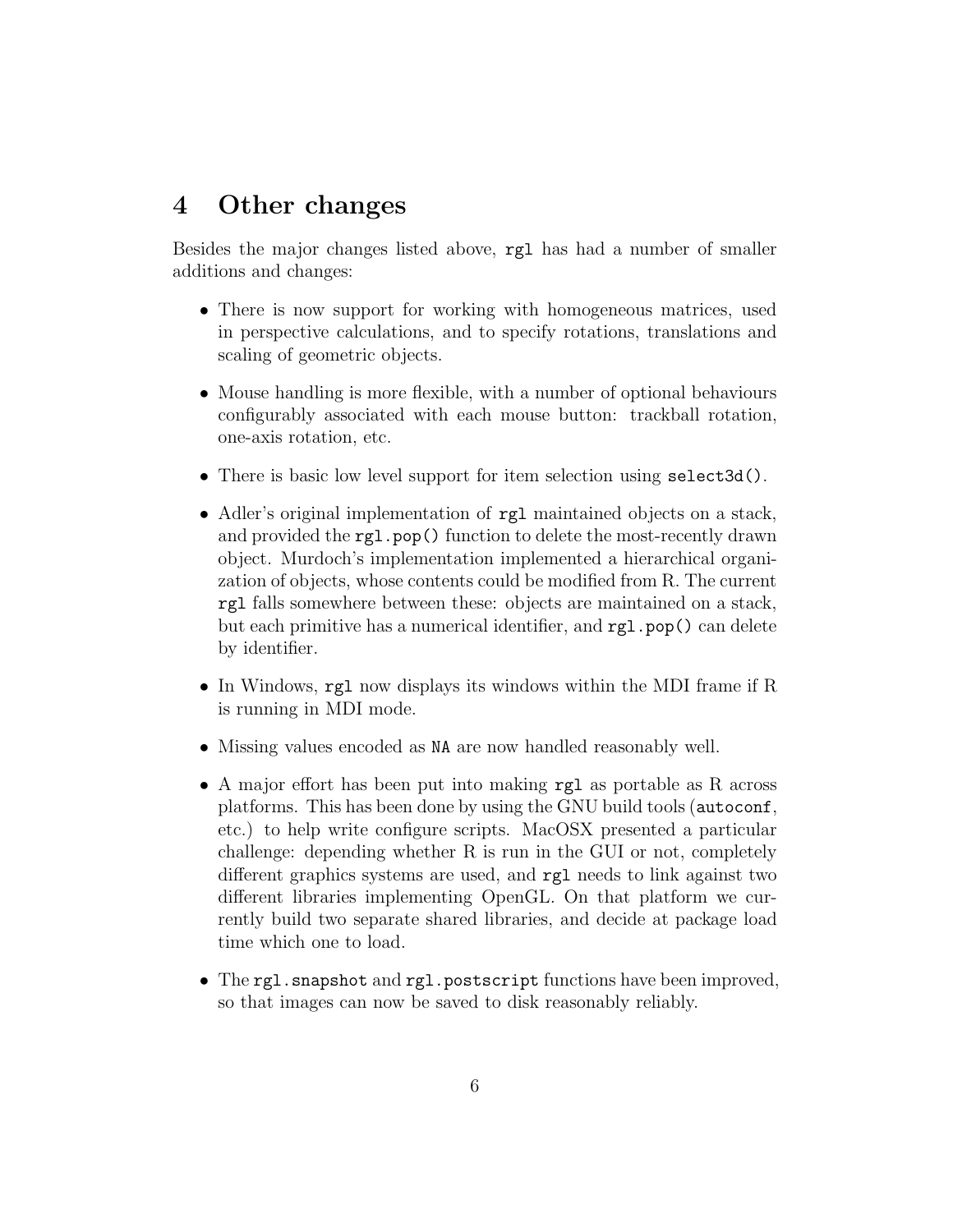# 4 Other changes

Besides the major changes listed above, `rgl` has had a number of smaller additions and changes:

- There is now support for working with homogeneous matrices, used in perspective calculations, and to specify rotations, translations and scaling of geometric objects.
- Mouse handling is more flexible, with a number of optional behaviours configurably associated with each mouse button: trackball rotation, one-axis rotation, etc.
- There is basic low level support for item selection using `select3d()`.
- Adler's original implementation of `rgl` maintained objects on a stack, and provided the `rgl.pop()` function to delete the most-recently drawn object. Murdoch's implementation implemented a hierarchical organization of objects, whose contents could be modified from R. The current `rgl` falls somewhere between these: objects are maintained on a stack, but each primitive has a numerical identifier, and `rgl.pop()` can delete by identifier.
- In Windows, `rgl` now displays its windows within the MDI frame if R is running in MDI mode.
- Missing values encoded as `NA` are now handled reasonably well.
- A major effort has been put into making `rgl` as portable as R across platforms. This has been done by using the GNU build tools (`autoconf`, etc.) to help write configure scripts. MacOSX presented a particular challenge: depending whether R is run in the GUI or not, completely different graphics systems are used, and `rgl` needs to link against two different libraries implementing OpenGL. On that platform we currently build two separate shared libraries, and decide at package load time which one to load.
- The `rgl.snapshot` and `rgl.postscript` functions have been improved, so that images can now be saved to disk reasonably reliably.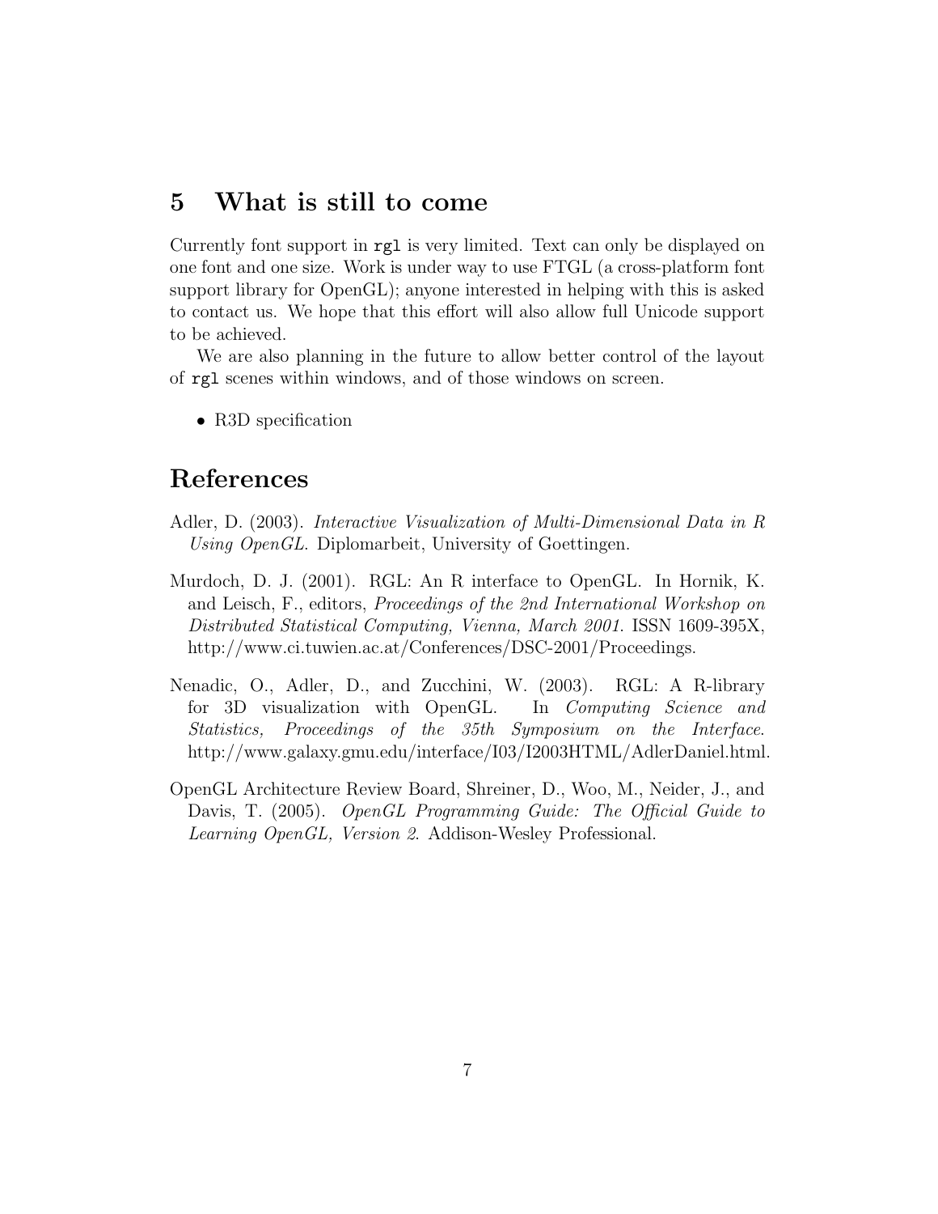## 5 What is still to come

Currently font support in `rgl` is very limited. Text can only be displayed on one font and one size. Work is under way to use FTGL (a cross-platform font support library for OpenGL); anyone interested in helping with this is asked to contact us. We hope that this effort will also allow full Unicode support to be achieved.

We are also planning in the future to allow better control of the layout of `rgl` scenes within windows, and of those windows on screen.

- R3D specification

## References

Adler, D. (2003). *Interactive Visualization of Multi-Dimensional Data in R Using OpenGL*. Diplomarbeit, University of Goettingen.

Murdoch, D. J. (2001). RGL: An R interface to OpenGL. In Hornik, K. and Leisch, F., editors, *Proceedings of the 2nd International Workshop on Distributed Statistical Computing, Vienna, March 2001*. ISSN 1609-395X, http://www.ci.tuwien.ac.at/Conferences/DSC-2001/Proceedings.

Nenadic, O., Adler, D., and Zucchini, W. (2003). RGL: A R-library for 3D visualization with OpenGL. In *Computing Science and Statistics, Proceedings of the 35th Symposium on the Interface*. http://www.galaxy.gmu.edu/interface/I03/I2003HTML/AdlerDaniel.html.

OpenGL Architecture Review Board, Shreiner, D., Woo, M., Neider, J., and Davis, T. (2005). *OpenGL Programming Guide: The Official Guide to Learning OpenGL, Version 2*. Addison-Wesley Professional.